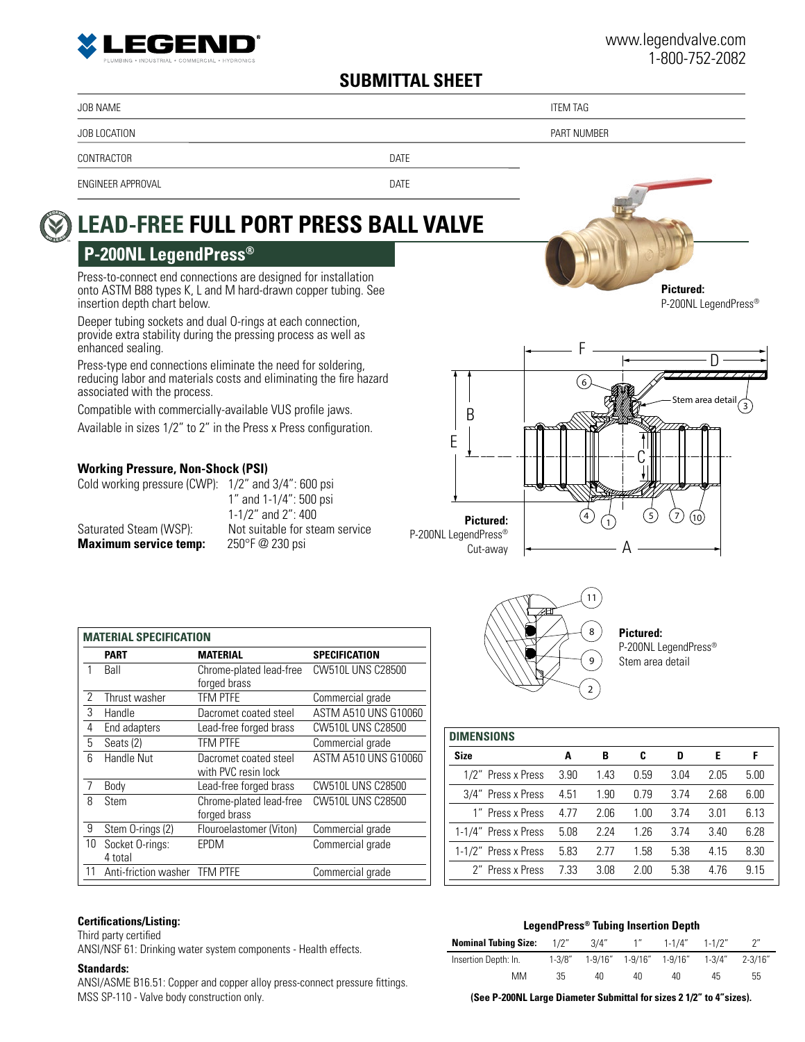**LEGEND** PLUMBING • INDUSTRIAL • COMMERCIAL • HYDRONICS

www.legendvalve.com
1-800-752-2082

## SUBMITTAL SHEET

| JOB NAME | | ITEM TAG |
|---|---|---|
| JOB LOCATION | | PART NUMBER |
| CONTRACTOR | DATE | |
| ENGINEER APPROVAL | DATE | |

# LEAD-FREE FULL PORT PRESS BALL VALVE

## P-200NL LegendPress®

Press-to-connect end connections are designed for installation onto ASTM B88 types K, L and M hard-drawn copper tubing. See insertion depth chart below.

Deeper tubing sockets and dual O-rings at each connection, provide extra stability during the pressing process as well as enhanced sealing.

Press-type end connections eliminate the need for soldering, reducing labor and materials costs and eliminating the fire hazard associated with the process.

Compatible with commercially-available VUS profile jaws.

Available in sizes 1/2" to 2" in the Press x Press configuration.

**Pictured:** P-200NL LegendPress®

### Working Pressure, Non-Shock (PSI)

Cold working pressure (CWP): 1/2" and 3/4": 600 psi
1" and 1-1/4": 500 psi
1-1/2" and 2": 400

Saturated Steam (WSP): Not suitable for steam service

**Maximum service temp:** 250°F @ 230 psi

**Pictured:** P-200NL LegendPress® Cut-away

**Pictured:** P-200NL LegendPress® Stem area detail

### MATERIAL SPECIFICATION

| | PART | MATERIAL | SPECIFICATION |
|---|---|---|---|
| 1 | Ball | Chrome-plated lead-free forged brass | CW510L UNS C28500 |
| 2 | Thrust washer | TFM PTFE | Commercial grade |
| 3 | Handle | Dacromet coated steel | ASTM A510 UNS G10060 |
| 4 | End adapters | Lead-free forged brass | CW510L UNS C28500 |
| 5 | Seats (2) | TFM PTFE | Commercial grade |
| 6 | Handle Nut | Dacromet coated steel with PVC resin lock | ASTM A510 UNS G10060 |
| 7 | Body | Lead-free forged brass | CW510L UNS C28500 |
| 8 | Stem | Chrome-plated lead-free forged brass | CW510L UNS C28500 |
| 9 | Stem O-rings (2) | Flouroelastomer (Viton) | Commercial grade |
| 10 | Socket O-rings: 4 total | EPDM | Commercial grade |
| 11 | Anti-friction washer | TFM PTFE | Commercial grade |

### DIMENSIONS

| Size | A | B | C | D | E | F |
|---|---|---|---|---|---|---|
| 1/2" Press x Press | 3.90 | 1.43 | 0.59 | 3.04 | 2.05 | 5.00 |
| 3/4" Press x Press | 4.51 | 1.90 | 0.79 | 3.74 | 2.68 | 6.00 |
| 1" Press x Press | 4.77 | 2.06 | 1.00 | 3.74 | 3.01 | 6.13 |
| 1-1/4" Press x Press | 5.08 | 2.24 | 1.26 | 3.74 | 3.40 | 6.28 |
| 1-1/2" Press x Press | 5.83 | 2.77 | 1.58 | 5.38 | 4.15 | 8.30 |
| 2" Press x Press | 7.33 | 3.08 | 2.00 | 5.38 | 4.76 | 9.15 |

**Certifications/Listing:**

Third party certified

ANSI/NSF 61: Drinking water system components - Health effects.

**Standards:**

ANSI/ASME B16.51: Copper and copper alloy press-connect pressure fittings.

MSS SP-110 - Valve body construction only.

### LegendPress® Tubing Insertion Depth

| Nominal Tubing Size: | 1/2" | 3/4" | 1" | 1-1/4" | 1-1/2" | 2" |
|---|---|---|---|---|---|---|
| Insertion Depth: In. | 1-3/8" | 1-9/16" | 1-9/16" | 1-9/16" | 1-3/4" | 2-3/16" |
| MM | 35 | 40 | 40 | 40 | 45 | 55 |

**(See P-200NL Large Diameter Submittal for sizes 2 1/2" to 4" sizes).**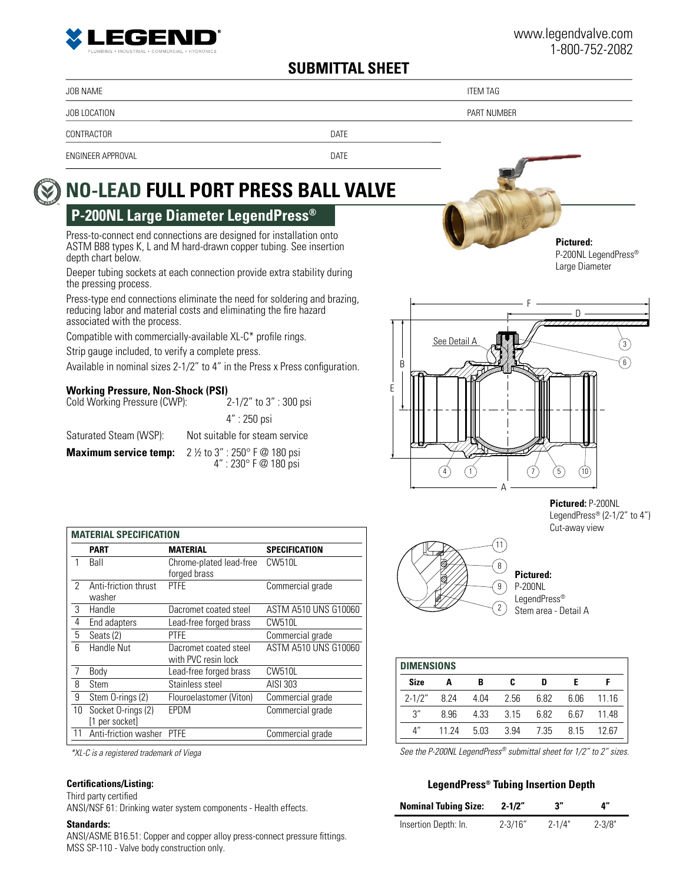www.legendvalve.com
1-800-752-2082

## SUBMITTAL SHEET

| | |
|---|---|
| JOB NAME | ITEM TAG |
| JOB LOCATION | PART NUMBER |
| CONTRACTOR | DATE |
| ENGINEER APPROVAL | DATE |

# NO-LEAD FULL PORT PRESS BALL VALVE

## P-200NL Large Diameter LegendPress®

Press-to-connect end connections are designed for installation onto ASTM B88 types K, L and M hard-drawn copper tubing. See insertion depth chart below.

Deeper tubing sockets at each connection provide extra stability during the pressing process.

Press-type end connections eliminate the need for soldering and brazing, reducing labor and material costs and eliminating the fire hazard associated with the process.

Compatible with commercially-available XL-C* profile rings.

Strip gauge included, to verify a complete press.

Available in nominal sizes 2-1/2" to 4" in the Press x Press configuration.

**Working Pressure, Non-Shock (PSI)**

Cold Working Pressure (CWP): 2-1/2" to 3" : 300 psi
4" : 250 psi

Saturated Steam (WSP): Not suitable for steam service

**Maximum service temp:** 2 ½ to 3" : 250° F @ 180 psi
4" : 230° F @ 180 psi

**Pictured:** P-200NL LegendPress® Large Diameter

See Detail A

F D B E A

3 6 4 1 7 5 10

**Pictured:** P-200NL LegendPress® (2-1/2" to 4") Cut-away view

11 8 9 2

**Pictured:** P-200NL LegendPress® Stem area - Detail A

| MATERIAL SPECIFICATION | | | |
|---|---|---|---|
| | **PART** | **MATERIAL** | **SPECIFICATION** |
| 1 | Ball | Chrome-plated lead-free forged brass | CW510L |
| 2 | Anti-friction thrust washer | PTFE | Commercial grade |
| 3 | Handle | Dacromet coated steel | ASTM A510 UNS G10060 |
| 4 | End adapters | Lead-free forged brass | CW510L |
| 5 | Seats (2) | PTFE | Commercial grade |
| 6 | Handle Nut | Dacromet coated steel with PVC resin lock | ASTM A510 UNS G10060 |
| 7 | Body | Lead-free forged brass | CW510L |
| 8 | Stem | Stainless steel | AISI 303 |
| 9 | Stem O-rings (2) | Flouroelastomer (Viton) | Commercial grade |
| 10 | Socket O-rings (2) [1 per socket] | EPDM | Commercial grade |
| 11 | Anti-friction washer | PTFE | Commercial grade |

*\*XL-C is a registered trademark of Viega*

| DIMENSIONS | | | | | | |
|---|---|---|---|---|---|---|
| **Size** | **A** | **B** | **C** | **D** | **E** | **F** |
| 2-1/2" | 8.24 | 4.04 | 2.56 | 6.82 | 6.06 | 11.16 |
| 3" | 8.96 | 4.33 | 3.15 | 6.82 | 6.67 | 11.48 |
| 4" | 11.24 | 5.03 | 3.94 | 7.35 | 8.15 | 12.67 |

*See the P-200NL LegendPress® submittal sheet for 1/2" to 2" sizes.*

**Certifications/Listing:**

Third party certified

ANSI/NSF 61: Drinking water system components - Health effects.

**Standards:**

ANSI/ASME B16.51: Copper and copper alloy press-connect pressure fittings.

MSS SP-110 - Valve body construction only.

### LegendPress® Tubing Insertion Depth

| **Nominal Tubing Size:** | **2-1/2"** | **3"** | **4"** |
|---|---|---|---|
| Insertion Depth: In. | 2-3/16" | 2-1/4" | 2-3/8" |